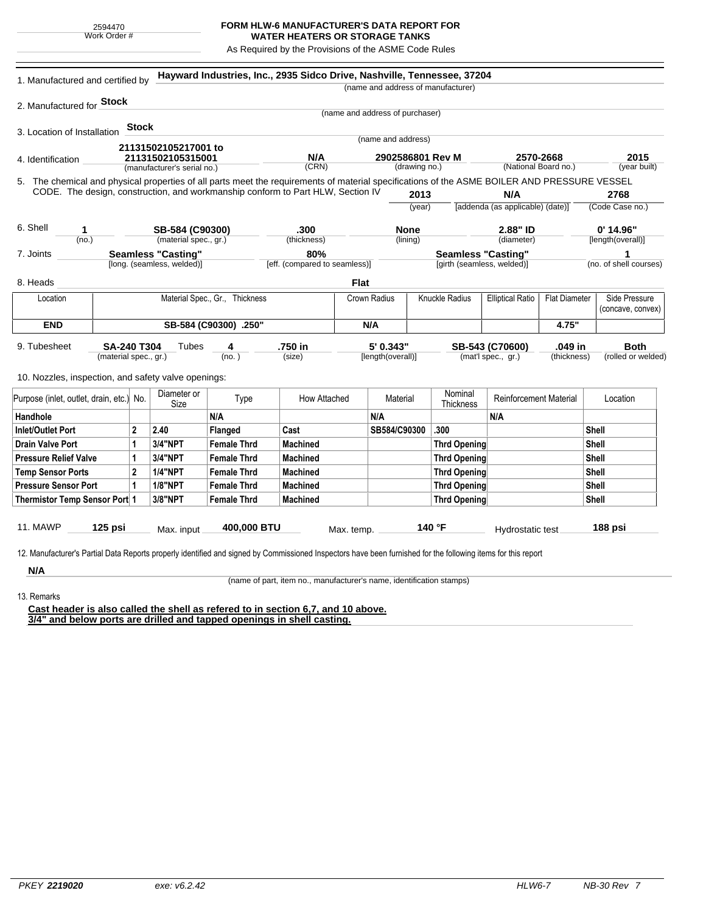2594470
Work Order #

# FORM HLW-6 MANUFACTURER'S DATA REPORT FOR WATER HEATERS OR STORAGE TANKS

As Required by the Provisions of the ASME Code Rules

1. Manufactured and certified by **Hayward Industries, Inc., 2935 Sidco Drive, Nashville, Tennessee, 37204**
(name and address of manufacturer)

2. Manufactured for **Stock**
(name and address of purchaser)

3. Location of Installation **Stock**
(name and address)

4. Identification **21131502105217001 to 21131502105315001** (manufacturer's serial no.) **N/A** (CRN) **2902586801 Rev M** (drawing no.) **2570-2668** (National Board no.) **2015** (year built)

5. The chemical and physical properties of all parts meet the requirements of material specifications of the ASME BOILER AND PRESSURE VESSEL CODE. The design, construction, and workmanship conform to Part HLW, Section IV **2013** (year) **N/A** [addenda (as applicable) (date)] **2768** (Code Case no.)

6. Shell **1** (no.) **SB-584 (C90300)** (material spec., gr.) **.300** (thickness) **None** (lining) **2.88" ID** (diameter) **0' 14.96"** [length(overall)]

7. Joints **Seamless "Casting"** [long. (seamless, welded)] **80%** [eff. (compared to seamless)] **Seamless "Casting"** [girth (seamless, welded)] **1** (no. of shell courses)

8. Heads **Flat**

| Location | Material Spec., Gr., Thickness | Crown Radius | Knuckle Radius | Elliptical Ratio | Flat Diameter | Side Pressure (concave, convex) |
|---|---|---|---|---|---|---|
| **END** | **SB-584 (C90300) .250"** | **N/A** | | | **4.75"** | |

9. Tubesheet **SA-240 T304** (material spec., gr.) Tubes **4** (no.) **.750 in** (size) **5' 0.343"** [length(overall)] **SB-543 (C70600)** (mat'l spec., gr.) **.049 in** (thickness) **Both** (rolled or welded)

10. Nozzles, inspection, and safety valve openings:

| Purpose (inlet, outlet, drain, etc.) | No. | Diameter or Size | Type | How Attached | Material | Nominal Thickness | Reinforcement Material | Location |
|---|---|---|---|---|---|---|---|---|
| **Handhole** | | | **N/A** | | **N/A** | | **N/A** | |
| **Inlet/Outlet Port** | **2** | **2.40** | **Flanged** | **Cast** | **SB584/C90300** | **.300** | | **Shell** |
| **Drain Valve Port** | **1** | **3/4"NPT** | **Female Thrd** | **Machined** | | **Thrd Opening** | | **Shell** |
| **Pressure Relief Valve** | **1** | **3/4"NPT** | **Female Thrd** | **Machined** | | **Thrd Opening** | | **Shell** |
| **Temp Sensor Ports** | **2** | **1/4"NPT** | **Female Thrd** | **Machined** | | **Thrd Opening** | | **Shell** |
| **Pressure Sensor Port** | **1** | **1/8"NPT** | **Female Thrd** | **Machined** | | **Thrd Opening** | | **Shell** |
| **Thermistor Temp Sensor Port** | **1** | **3/8"NPT** | **Female Thrd** | **Machined** | | **Thrd Opening** | | **Shell** |

11. MAWP **125 psi** Max. input **400,000 BTU** Max. temp. **140 °F** Hydrostatic test **188 psi**

12. Manufacturer's Partial Data Reports properly identified and signed by Commissioned Inspectors have been furnished for the following items for this report

**N/A**
(name of part, item no., manufacturer's name, identification stamps)

13. Remarks

**Cast header is also called the shell as refered to in section 6,7, and 10 above.**
**3/4" and below ports are drilled and tapped openings in shell casting.**

PKEY **2219020** exe: v6.2.42 HLW6-7 NB-30 Rev 7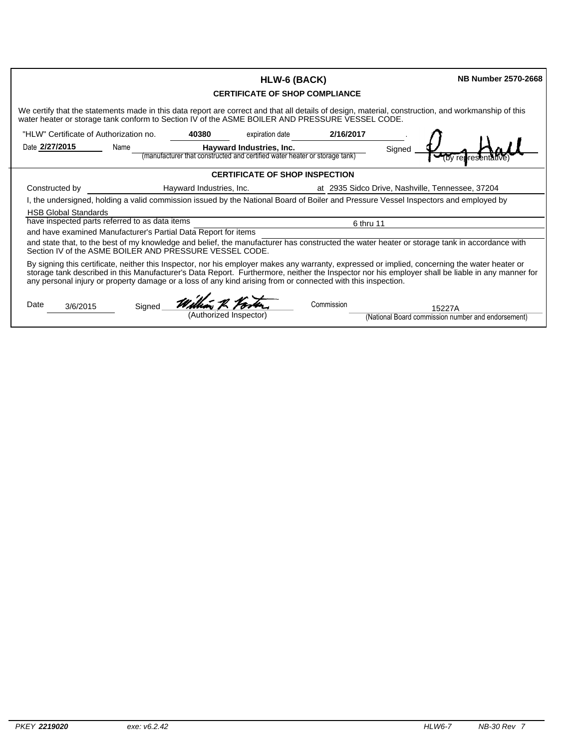**NB Number 2570-2668**

## HLW-6 (BACK)

### CERTIFICATE OF SHOP COMPLIANCE

We certify that the statements made in this data report are correct and that all details of design, material, construction, and workmanship of this water heater or storage tank conform to Section IV of the ASME BOILER AND PRESSURE VESSEL CODE.

"HLW" Certificate of Authorization no. **40380** expiration date **2/16/2017** .

Date **2/27/2015** Name **Hayward Industries, Inc.** Signed [signature]

(manufacturer that constructed and certified water heater or storage tank) (by representative)

### CERTIFICATE OF SHOP INSPECTION

Constructed by Hayward Industries, Inc. at 2935 Sidco Drive, Nashville, Tennessee, 37204

I, the undersigned, holding a valid commission issued by the National Board of Boiler and Pressure Vessel Inspectors and employed by HSB Global Standards have inspected parts referred to as data items 6 thru 11 and have examined Manufacturer's Partial Data Report for items and state that, to the best of my knowledge and belief, the manufacturer has constructed the water heater or storage tank in accordance with Section IV of the ASME BOILER AND PRESSURE VESSEL CODE.

By signing this certificate, neither this Inspector, nor his employer makes any warranty, expressed or implied, concerning the water heater or storage tank described in this Manufacturer's Data Report. Furthermore, neither the Inspector nor his employer shall be liable in any manner for any personal injury or property damage or a loss of any kind arising from or connected with this inspection.

Date 3/6/2015 Signed [signature] (Authorized Inspector) Commission 15227A (National Board commission number and endorsement)

*PKEY* ***2219020*** *exe: v6.2.42* *HLW6-7* *NB-30 Rev 7*